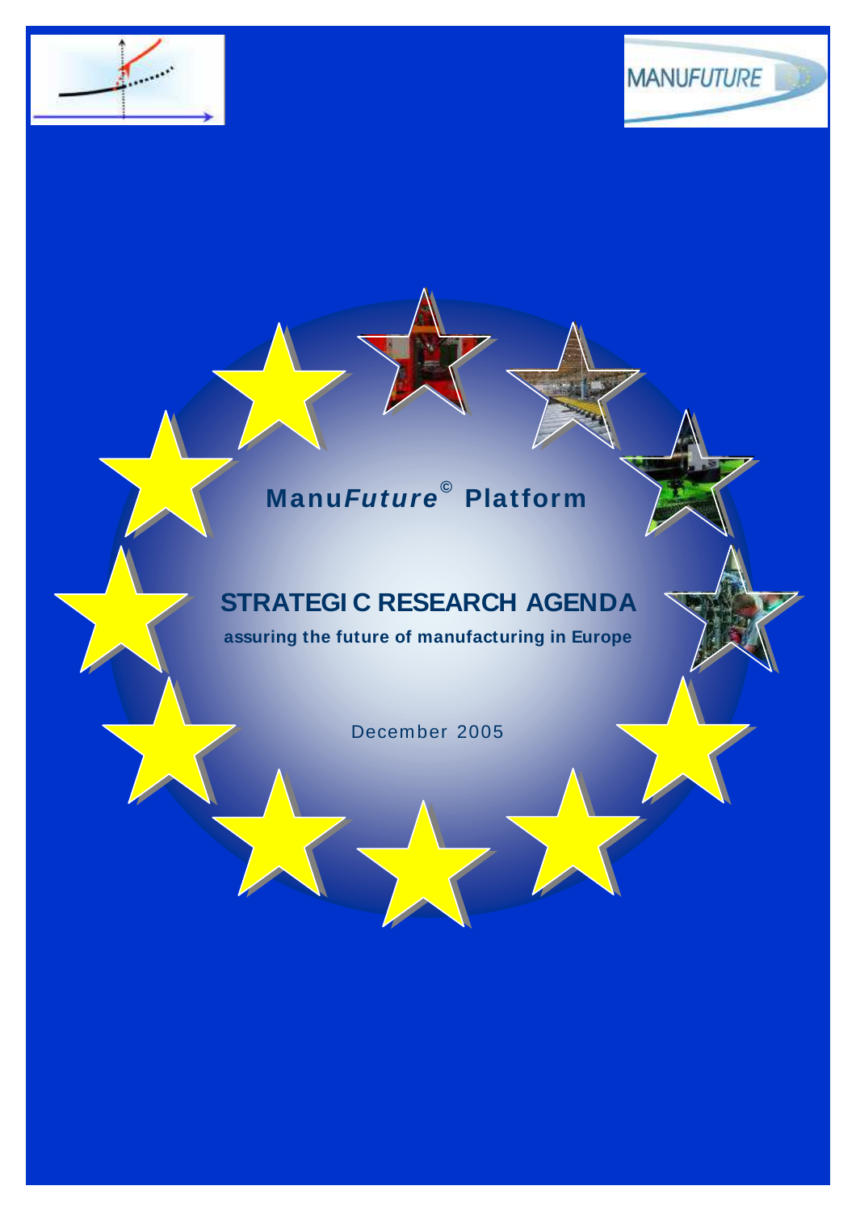# Manu*Future*© Platform

## STRATEGIC RESEARCH AGENDA

**assuring the future of manufacturing in Europe**

December 2005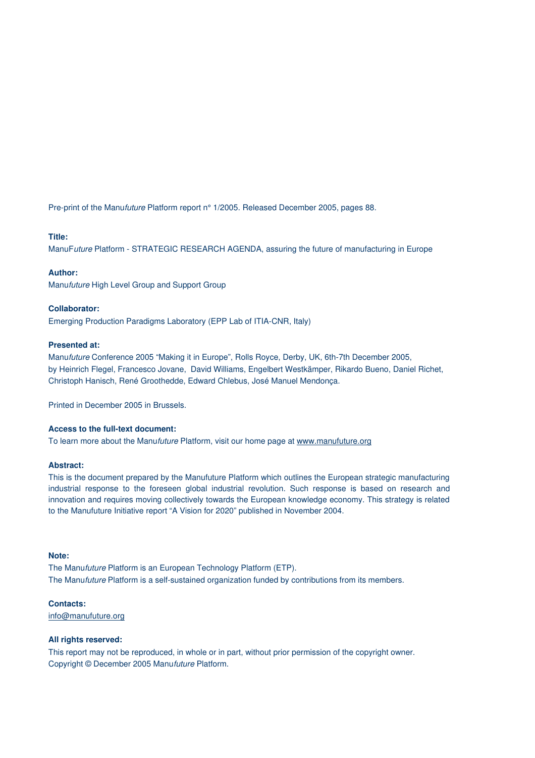Pre-print of the Manu*future* Platform report n° 1/2005. Released December 2005, pages 88.

**Title:**

ManuF*uture* Platform - STRATEGIC RESEARCH AGENDA, assuring the future of manufacturing in Europe

**Author:**

Manu*future* High Level Group and Support Group

**Collaborator:**

Emerging Production Paradigms Laboratory (EPP Lab of ITIA-CNR, Italy)

**Presented at:**

Manu*future* Conference 2005 "Making it in Europe", Rolls Royce, Derby, UK, 6th-7th December 2005, by Heinrich Flegel, Francesco Jovane, David Williams, Engelbert Westkämper, Rikardo Bueno, Daniel Richet, Christoph Hanisch, René Groothedde, Edward Chlebus, José Manuel Mendonça.

Printed in December 2005 in Brussels.

**Access to the full-text document:**

To learn more about the Manu*future* Platform, visit our home page at www.manufuture.org

**Abstract:**

This is the document prepared by the Manufuture Platform which outlines the European strategic manufacturing industrial response to the foreseen global industrial revolution. Such response is based on research and innovation and requires moving collectively towards the European knowledge economy. This strategy is related to the Manufuture Initiative report "A Vision for 2020" published in November 2004.

**Note:**

The Manu*future* Platform is an European Technology Platform (ETP).

The Manu*future* Platform is a self-sustained organization funded by contributions from its members.

**Contacts:**

info@manufuture.org

**All rights reserved:**

This report may not be reproduced, in whole or in part, without prior permission of the copyright owner.

Copyright © December 2005 Manu*future* Platform.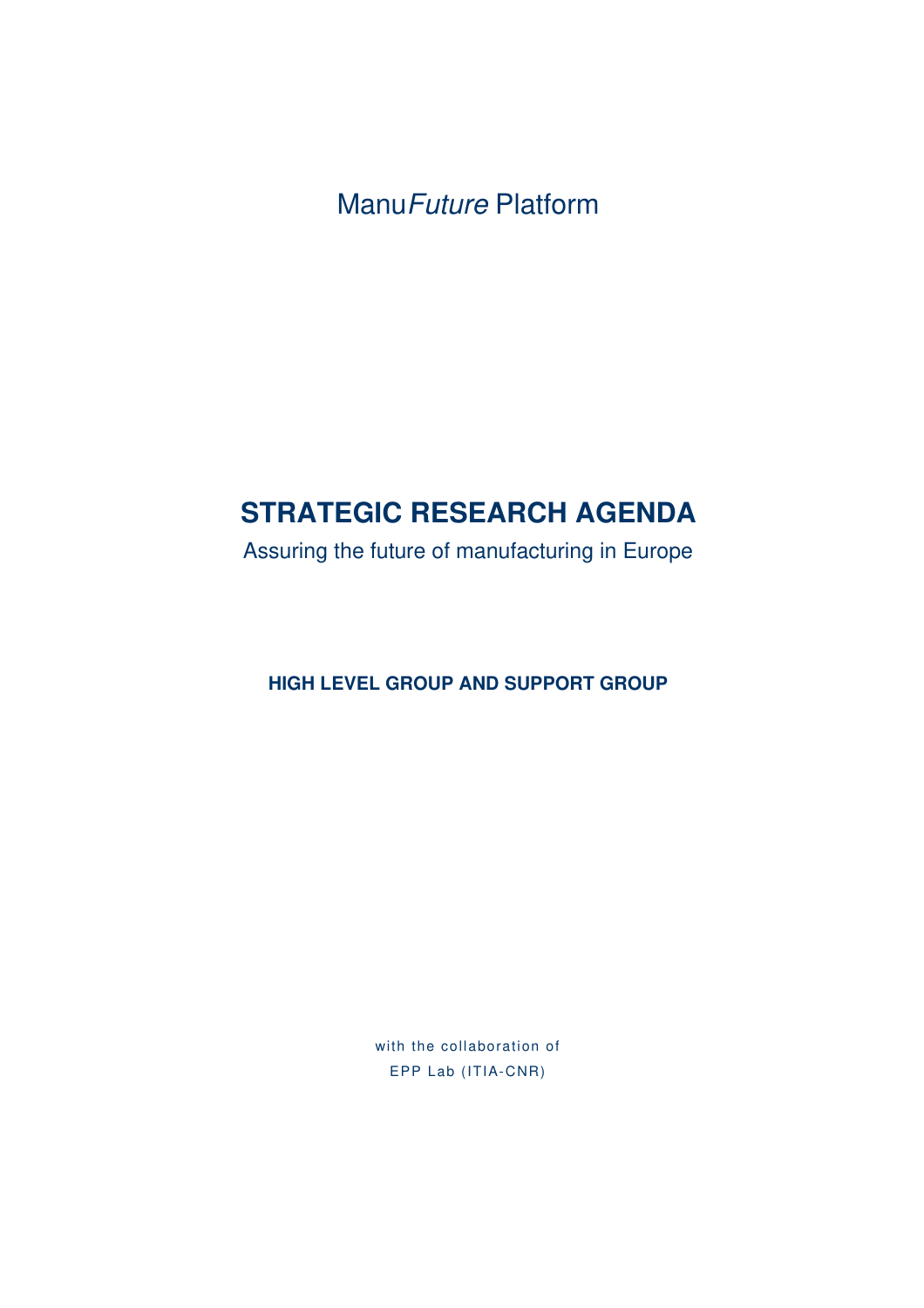Manu*Future* Platform

# STRATEGIC RESEARCH AGENDA

Assuring the future of manufacturing in Europe

**HIGH LEVEL GROUP AND SUPPORT GROUP**

with the collaboration of
EPP Lab (ITIA-CNR)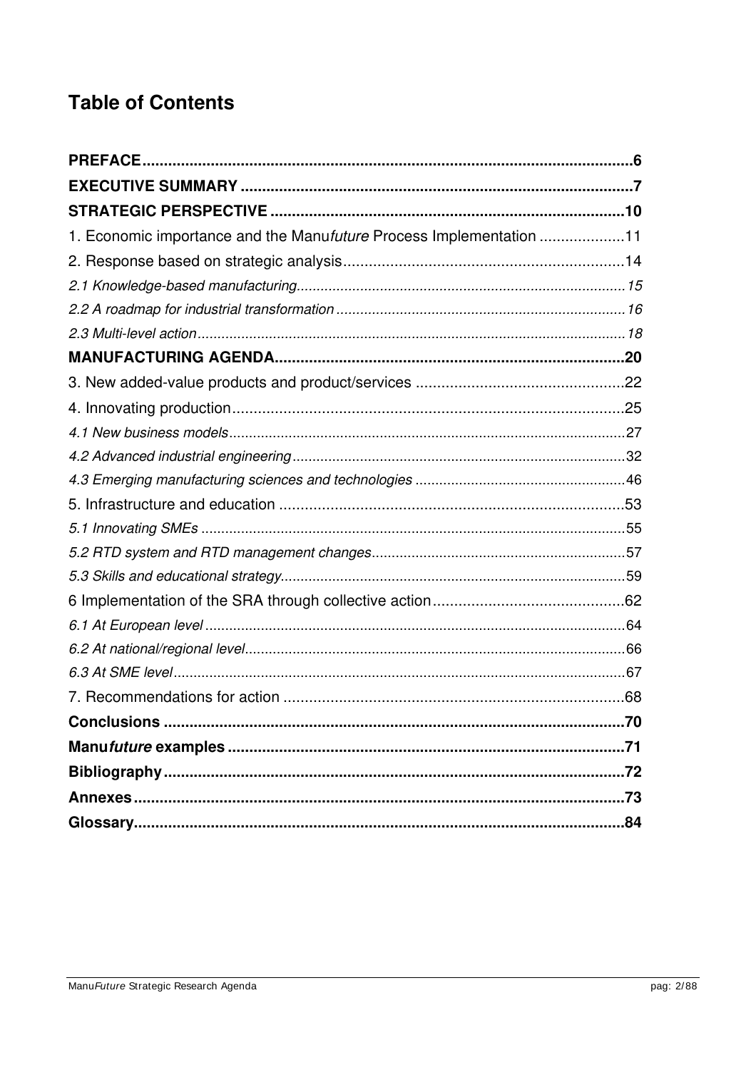# Table of Contents

**PREFACE** .......................................................................................................... **6**

**EXECUTIVE SUMMARY** ..................................................................................... **7**

**STRATEGIC PERSPECTIVE** ............................................................................... **10**

1. Economic importance and the Manu*future* Process Implementation ..................... 11

2. Response based on strategic analysis .................................................................. 14

*2.1 Knowledge-based manufacturing* .................................................................... *15*

*2.2 A roadmap for industrial transformation* ......................................................... *16*

*2.3 Multi-level action* ............................................................................................ *18*

**MANUFACTURING AGENDA** ............................................................................ **20**

3. New added-value products and product/services .................................................. 22

4. Innovating production ........................................................................................... 25

*4.1 New business models* ..................................................................................... 27

*4.2 Advanced industrial engineering* ..................................................................... 32

*4.3 Emerging manufacturing sciences and technologies* ....................................... 46

5. Infrastructure and education .................................................................................. 53

*5.1 Innovating SMEs* ............................................................................................. 55

*5.2 RTD system and RTD management changes* ................................................... 57

*5.3 Skills and educational strategy* ....................................................................... 59

6 Implementation of the SRA through collective action .............................................. 62

*6.1 At European level* ........................................................................................... 64

*6.2 At national/regional level* ................................................................................. 66

*6.3 At SME level* ................................................................................................... 67

7. Recommendations for action ................................................................................. 68

**Conclusions** ...................................................................................................... **70**

**Manu*future* examples** ..................................................................................... **71**

**Bibliography** ..................................................................................................... **72**

**Annexes** ............................................................................................................ **73**

**Glossary** ............................................................................................................ **84**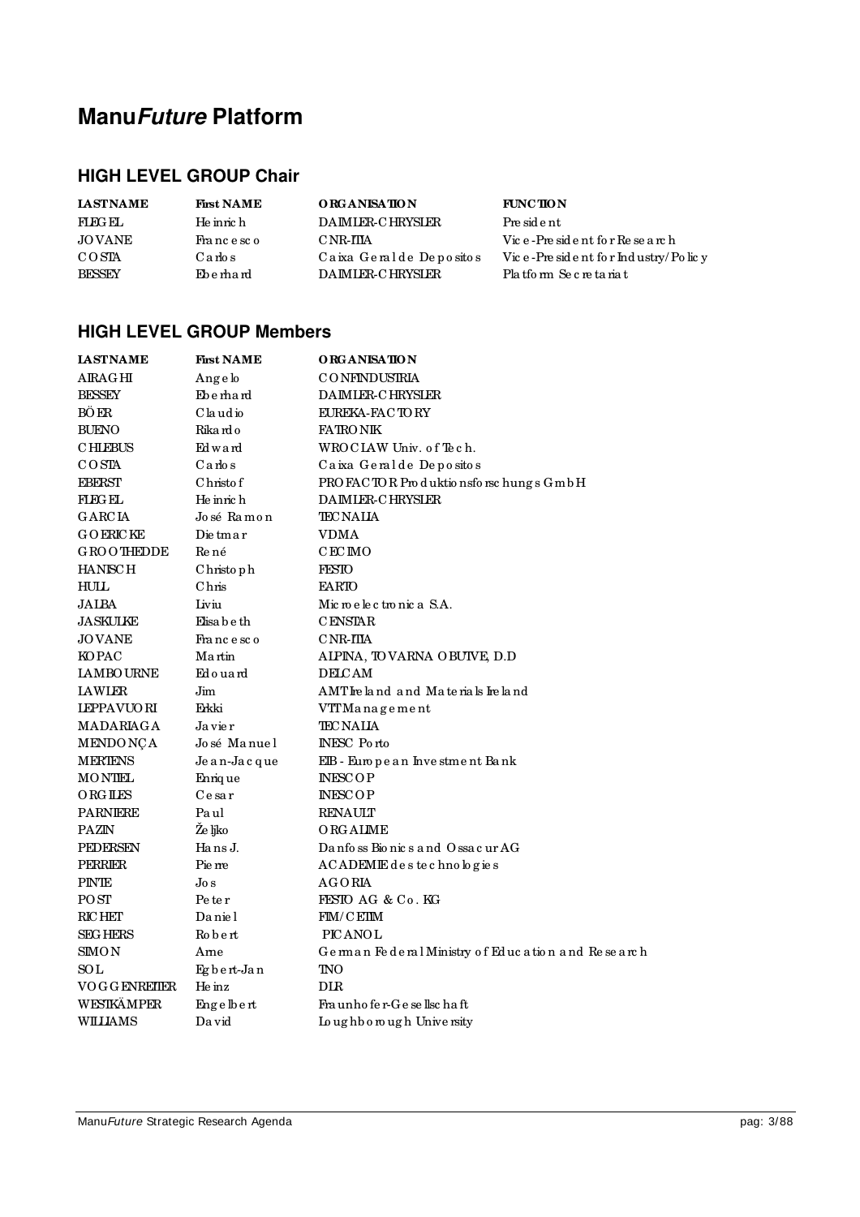# Manu*Future* Platform

## HIGH LEVEL GROUP Chair

| LAST NAME | First NAME | ORGANISATION | FUNCTION |
|---|---|---|---|
| FLEGEL | Heinrich | DAIMLER-CHRYSLER | President |
| JOVANE | Francesco | CNR-ITIA | Vice-President for Research |
| COSTA | Carlos | Caixa Geral de Depositos | Vice-President for Industry/Policy |
| BESSEY | Eberhard | DAIMLER-CHRYSLER | Platform Secretariat |

## HIGH LEVEL GROUP Members

| LAST NAME | First NAME | ORGANISATION |
|---|---|---|
| AIRAGHI | Angelo | CONFINDUSTRIA |
| BESSEY | Eberhard | DAIMLER-CHRYSLER |
| BÖER | Claudio | EUREKA-FACTORY |
| BUENO | Rikardo | FATRONIK |
| CHLEBUS | Edward | WROCLAW Univ. of Tech. |
| COSTA | Carlos | Caixa Geral de Depositos |
| EBERST | Christof | PROFACTOR Produktionsforschungs GmbH |
| FLEGEL | Heinrich | DAIMLER-CHRYSLER |
| GARCIA | José Ramon | TECNALIA |
| GOERICKE | Dietmar | VDMA |
| GROOTHEDDE | René | CECIMO |
| HANISCH | Christoph | FESTO |
| HULL | Chris | EARTO |
| JALBA | Liviu | Microelectronica S.A. |
| JASKULKE | Elisabeth | CENSTAR |
| JOVANE | Francesco | CNR-ITIA |
| KOPAC | Martin | ALPINA, TOVARNA OBUTVE, D.D |
| LAMBOURNE | Edouard | DELCAM |
| LAWLER | Jim | AMT Ireland and Materials Ireland |
| LEPPAVUORI | Erkki | VTT Management |
| MADARIAGA | Javier | TECNALIA |
| MENDONÇA | José Manuel | INESC Porto |
| MERTENS | Jean-Jacque | EIB - European Investment Bank |
| MONTIEL | Enrique | INESCOP |
| ORGILES | Cesar | INESCOP |
| PARNIERE | Paul | RENAULT |
| PAZIN | Željko | ORGALIME |
| PEDERSEN | Hans J. | Danfoss Bionics and Ossacur AG |
| PERRIER | Pierre | ACADEMIE des technologies |
| PINTE | Jos | AGORIA |
| POST | Peter | FESTO AG & Co. KG |
| RICHET | Daniel | FIM/CETIM |
| SEGHERS | Robert | PICANOL |
| SIMON | Arne | German Federal Ministry of Education and Research |
| SOL | Egbert-Jan | TNO |
| VOGGENREITER | Heinz | DLR |
| WESTKÄMPER | Engelbert | Fraunhofer-Gesellschaft |
| WILLIAMS | David | Loughborough University |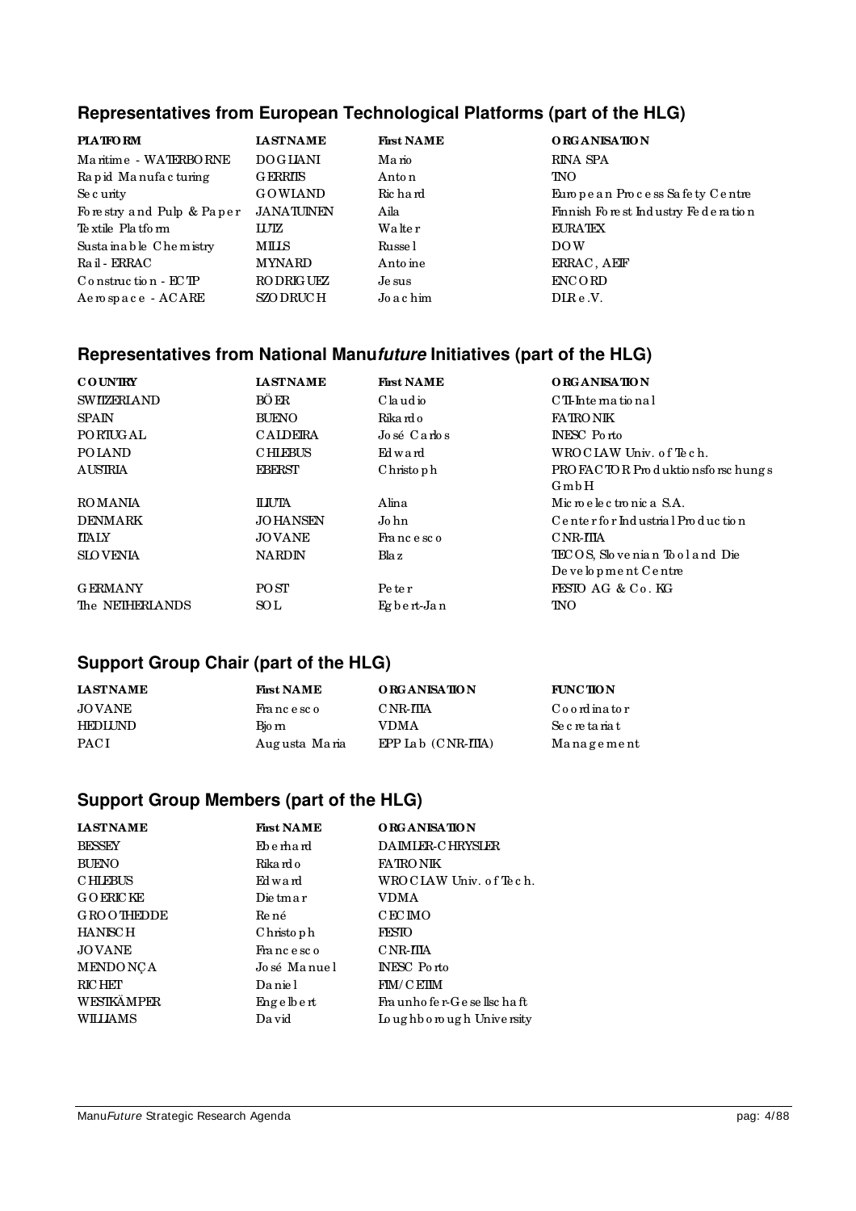## Representatives from European Technological Platforms (part of the HLG)

| PLATFORM | LAST NAME | First NAME | ORGANISATION |
|---|---|---|---|
| Maritime - WATERBORNE | DOGLIANI | Mario | RINA SPA |
| Rapid Manufacturing | GERRITS | Anton | TNO |
| Security | GOWLAND | Richard | European Process Safety Centre |
| Forestry and Pulp & Paper | JANATUINEN | Aila | Finnish Forest Industry Federation |
| Textile Platform | LUTZ | Walter | EURATEX |
| Sustainable Chemistry | MILLS | Russel | DOW |
| Rail - ERRAC | MYNARD | Antoine | ERRAC, AEIF |
| Construction - ECTP | RODRIGUEZ | Jesus | ENCORD |
| Aerospace - ACARE | SZODRUCH | Joachim | DLR e.V. |

## Representatives from National Manu*future* Initiatives (part of the HLG)

| COUNTRY | LAST NAME | First NAME | ORGANISATION |
|---|---|---|---|
| SWITZERLAND | BÖER | Claudio | CTI-International |
| SPAIN | BUENO | Rikardo | FATRONIK |
| PORTUGAL | CALDEIRA | José Carlos | INESC Porto |
| POLAND | CHLEBUS | Edward | WROCLAW Univ. of Tech. |
| AUSTRIA | EBERST | Christoph | PROFACTOR Produktionsforschungs GmbH |
| ROMANIA | ILIUTA | Alina | Microelectronica S.A. |
| DENMARK | JOHANSEN | John | Center for Industrial Production |
| ITALY | JOVANE | Francesco | CNR-ITIA |
| SLOVENIA | NARDIN | Blaz | TECOS, Slovenian Tool and Die Development Centre |
| GERMANY | POST | Peter | FESTO AG & Co. KG |
| The NETHERLANDS | SOL | Egbert-Jan | TNO |

## Support Group Chair (part of the HLG)

| LAST NAME | First NAME | ORGANISATION | FUNCTION |
|---|---|---|---|
| JOVANE | Francesco | CNR-ITIA | Coordinator |
| HEDLUND | Bjorn | VDMA | Secretariat |
| PACI | Augusta Maria | EPP Lab (CNR-ITIA) | Management |

## Support Group Members (part of the HLG)

| LAST NAME | First NAME | ORGANISATION |
|---|---|---|
| BESSEY | Eberhard | DAIMLER-CHRYSLER |
| BUENO | Rikardo | FATRONIK |
| CHLEBUS | Edward | WROCLAW Univ. of Tech. |
| GOERICKE | Dietmar | VDMA |
| GROOTHEDDE | René | CECIMO |
| HANISCH | Christoph | FESTO |
| JOVANE | Francesco | CNR-ITIA |
| MENDONÇA | José Manuel | INESC Porto |
| RICHET | Daniel | FIM/CETIM |
| WESTKÄMPER | Engelbert | Fraunhofer-Gesellschaft |
| WILLIAMS | David | Loughborough University |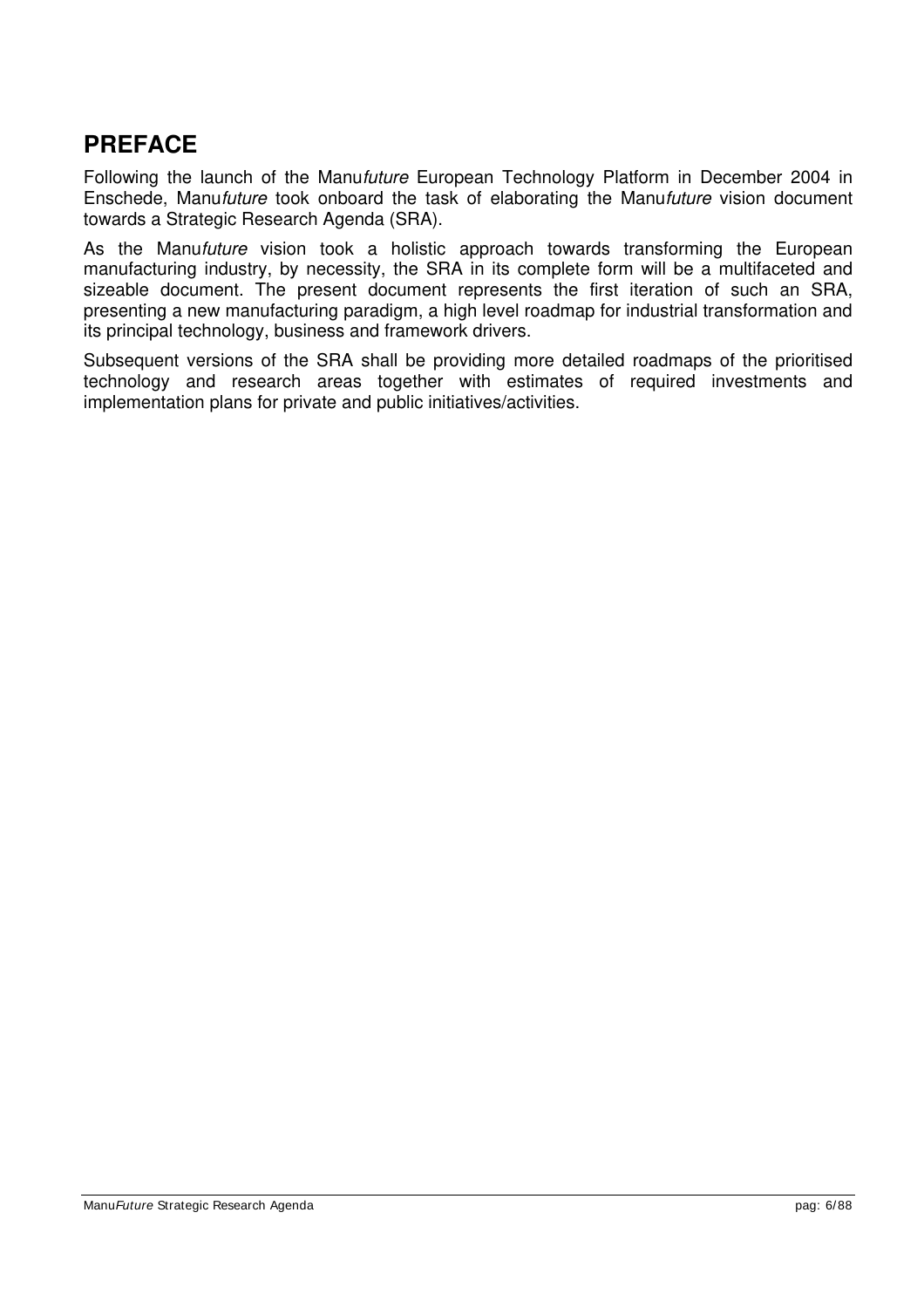## PREFACE

Following the launch of the Manu*future* European Technology Platform in December 2004 in Enschede, Manu*future* took onboard the task of elaborating the Manu*future* vision document towards a Strategic Research Agenda (SRA).

As the Manu*future* vision took a holistic approach towards transforming the European manufacturing industry, by necessity, the SRA in its complete form will be a multifaceted and sizeable document. The present document represents the first iteration of such an SRA, presenting a new manufacturing paradigm, a high level roadmap for industrial transformation and its principal technology, business and framework drivers.

Subsequent versions of the SRA shall be providing more detailed roadmaps of the prioritised technology and research areas together with estimates of required investments and implementation plans for private and public initiatives/activities.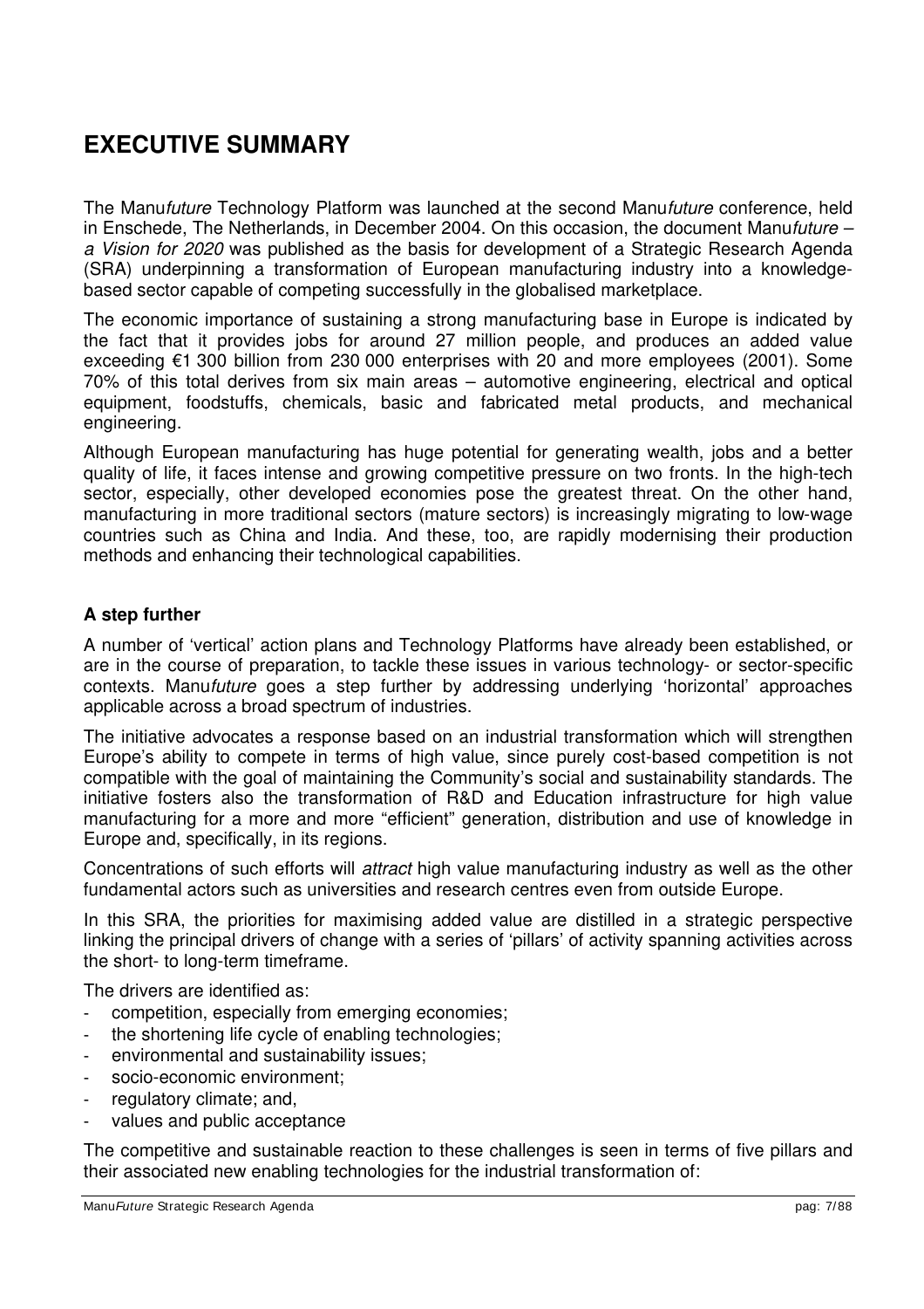# EXECUTIVE SUMMARY

The Manu*future* Technology Platform was launched at the second Manu*future* conference, held in Enschede, The Netherlands, in December 2004. On this occasion, the document Manu*future – a Vision for 2020* was published as the basis for development of a Strategic Research Agenda (SRA) underpinning a transformation of European manufacturing industry into a knowledge-based sector capable of competing successfully in the globalised marketplace.

The economic importance of sustaining a strong manufacturing base in Europe is indicated by the fact that it provides jobs for around 27 million people, and produces an added value exceeding €1 300 billion from 230 000 enterprises with 20 and more employees (2001). Some 70% of this total derives from six main areas – automotive engineering, electrical and optical equipment, foodstuffs, chemicals, basic and fabricated metal products, and mechanical engineering.

Although European manufacturing has huge potential for generating wealth, jobs and a better quality of life, it faces intense and growing competitive pressure on two fronts. In the high-tech sector, especially, other developed economies pose the greatest threat. On the other hand, manufacturing in more traditional sectors (mature sectors) is increasingly migrating to low-wage countries such as China and India. And these, too, are rapidly modernising their production methods and enhancing their technological capabilities.

**A step further**

A number of 'vertical' action plans and Technology Platforms have already been established, or are in the course of preparation, to tackle these issues in various technology- or sector-specific contexts. Manu*future* goes a step further by addressing underlying 'horizontal' approaches applicable across a broad spectrum of industries.

The initiative advocates a response based on an industrial transformation which will strengthen Europe's ability to compete in terms of high value, since purely cost-based competition is not compatible with the goal of maintaining the Community's social and sustainability standards. The initiative fosters also the transformation of R&D and Education infrastructure for high value manufacturing for a more and more "efficient" generation, distribution and use of knowledge in Europe and, specifically, in its regions.

Concentrations of such efforts will *attract* high value manufacturing industry as well as the other fundamental actors such as universities and research centres even from outside Europe.

In this SRA, the priorities for maximising added value are distilled in a strategic perspective linking the principal drivers of change with a series of 'pillars' of activity spanning activities across the short- to long-term timeframe.

The drivers are identified as:

- competition, especially from emerging economies;
- the shortening life cycle of enabling technologies;
- environmental and sustainability issues;
- socio-economic environment;
- regulatory climate; and,
- values and public acceptance

The competitive and sustainable reaction to these challenges is seen in terms of five pillars and their associated new enabling technologies for the industrial transformation of: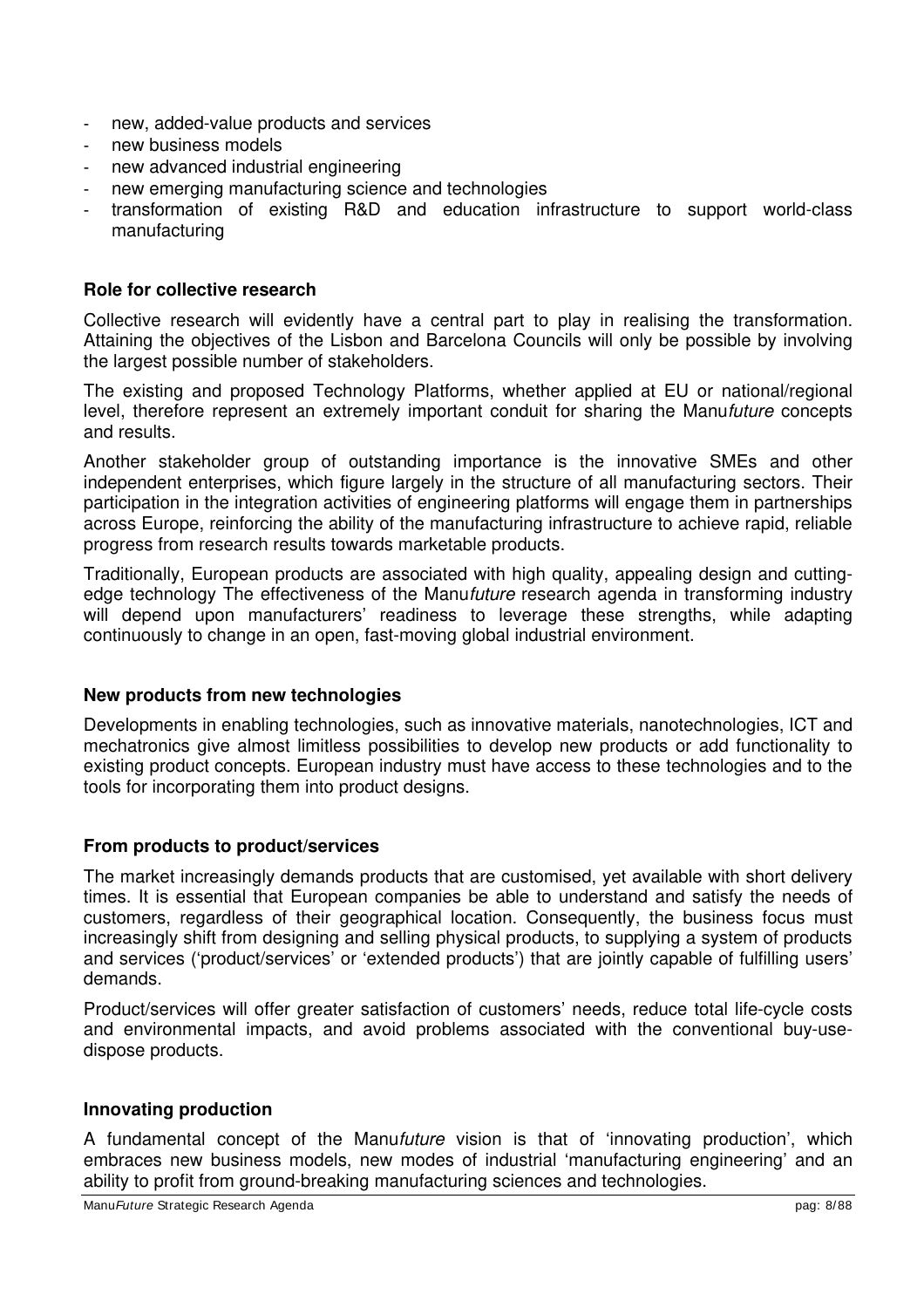- new, added-value products and services
- new business models
- new advanced industrial engineering
- new emerging manufacturing science and technologies
- transformation of existing R&D and education infrastructure to support world-class manufacturing

### Role for collective research

Collective research will evidently have a central part to play in realising the transformation. Attaining the objectives of the Lisbon and Barcelona Councils will only be possible by involving the largest possible number of stakeholders.

The existing and proposed Technology Platforms, whether applied at EU or national/regional level, therefore represent an extremely important conduit for sharing the Manu*future* concepts and results.

Another stakeholder group of outstanding importance is the innovative SMEs and other independent enterprises, which figure largely in the structure of all manufacturing sectors. Their participation in the integration activities of engineering platforms will engage them in partnerships across Europe, reinforcing the ability of the manufacturing infrastructure to achieve rapid, reliable progress from research results towards marketable products.

Traditionally, European products are associated with high quality, appealing design and cutting-edge technology The effectiveness of the Manu*future* research agenda in transforming industry will depend upon manufacturers' readiness to leverage these strengths, while adapting continuously to change in an open, fast-moving global industrial environment.

### New products from new technologies

Developments in enabling technologies, such as innovative materials, nanotechnologies, ICT and mechatronics give almost limitless possibilities to develop new products or add functionality to existing product concepts. European industry must have access to these technologies and to the tools for incorporating them into product designs.

### From products to product/services

The market increasingly demands products that are customised, yet available with short delivery times. It is essential that European companies be able to understand and satisfy the needs of customers, regardless of their geographical location. Consequently, the business focus must increasingly shift from designing and selling physical products, to supplying a system of products and services ('product/services' or 'extended products') that are jointly capable of fulfilling users' demands.

Product/services will offer greater satisfaction of customers' needs, reduce total life-cycle costs and environmental impacts, and avoid problems associated with the conventional buy-use-dispose products.

### Innovating production

A fundamental concept of the Manu*future* vision is that of 'innovating production', which embraces new business models, new modes of industrial 'manufacturing engineering' and an ability to profit from ground-breaking manufacturing sciences and technologies.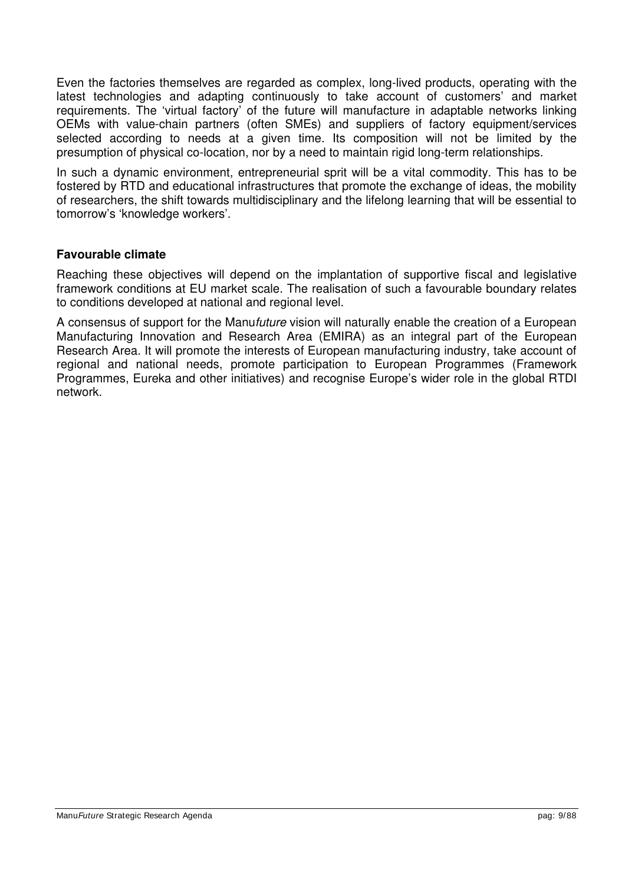Even the factories themselves are regarded as complex, long-lived products, operating with the latest technologies and adapting continuously to take account of customers' and market requirements. The 'virtual factory' of the future will manufacture in adaptable networks linking OEMs with value-chain partners (often SMEs) and suppliers of factory equipment/services selected according to needs at a given time. Its composition will not be limited by the presumption of physical co-location, nor by a need to maintain rigid long-term relationships.

In such a dynamic environment, entrepreneurial sprit will be a vital commodity. This has to be fostered by RTD and educational infrastructures that promote the exchange of ideas, the mobility of researchers, the shift towards multidisciplinary and the lifelong learning that will be essential to tomorrow's 'knowledge workers'.

### Favourable climate

Reaching these objectives will depend on the implantation of supportive fiscal and legislative framework conditions at EU market scale. The realisation of such a favourable boundary relates to conditions developed at national and regional level.

A consensus of support for the Manu*future* vision will naturally enable the creation of a European Manufacturing Innovation and Research Area (EMIRA) as an integral part of the European Research Area. It will promote the interests of European manufacturing industry, take account of regional and national needs, promote participation to European Programmes (Framework Programmes, Eureka and other initiatives) and recognise Europe's wider role in the global RTDI network.